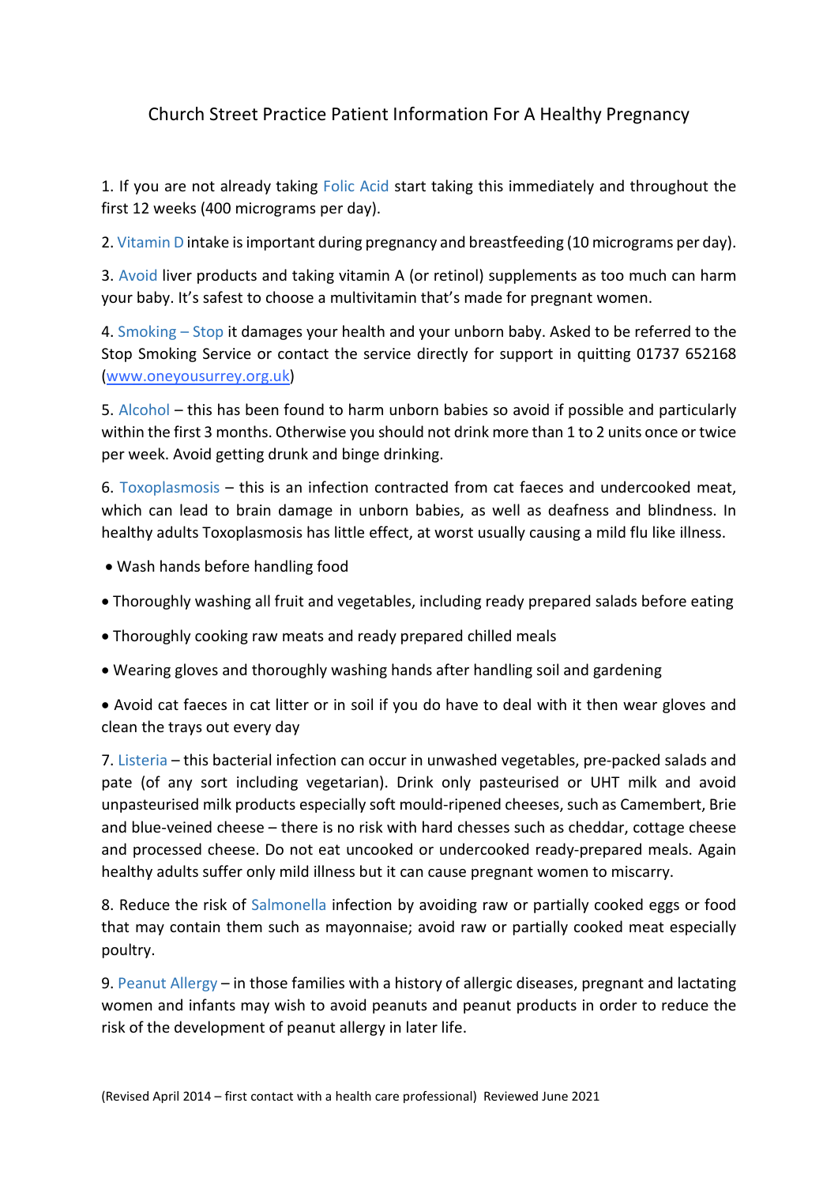# Church Street Practice Patient Information For A Healthy Pregnancy

1. If you are not already taking Folic Acid start taking this immediately and throughout the first 12 weeks (400 micrograms per day).

2. Vitamin D intake is important during pregnancy and breastfeeding (10 micrograms per day).

3. Avoid liver products and taking vitamin A (or retinol) supplements as too much can harm your baby. It's safest to choose a multivitamin that's made for pregnant women.

4. Smoking – Stop it damages your health and your unborn baby. Asked to be referred to the Stop Smoking Service or contact the service directly for support in quitting 01737 652168 ([www.oneyousurrey.org.uk](http://www.oneyousurrey.org.uk))

5. Alcohol – this has been found to harm unborn babies so avoid if possible and particularly within the first 3 months. Otherwise you should not drink more than 1 to 2 units once or twice per week. Avoid getting drunk and binge drinking.

6. Toxoplasmosis – this is an infection contracted from cat faeces and undercooked meat, which can lead to brain damage in unborn babies, as well as deafness and blindness. In healthy adults Toxoplasmosis has little effect, at worst usually causing a mild flu like illness.

- Wash hands before handling food
- Thoroughly washing all fruit and vegetables, including ready prepared salads before eating
- Thoroughly cooking raw meats and ready prepared chilled meals
- Wearing gloves and thoroughly washing hands after handling soil and gardening
- Avoid cat faeces in cat litter or in soil if you do have to deal with it then wear gloves and clean the trays out every day

7. Listeria – this bacterial infection can occur in unwashed vegetables, pre-packed salads and pate (of any sort including vegetarian). Drink only pasteurised or UHT milk and avoid unpasteurised milk products especially soft mould-ripened cheeses, such as Camembert, Brie and blue-veined cheese – there is no risk with hard chesses such as cheddar, cottage cheese and processed cheese. Do not eat uncooked or undercooked ready-prepared meals. Again healthy adults suffer only mild illness but it can cause pregnant women to miscarry.

8. Reduce the risk of Salmonella infection by avoiding raw or partially cooked eggs or food that may contain them such as mayonnaise; avoid raw or partially cooked meat especially poultry.

9. Peanut Allergy – in those families with a history of allergic diseases, pregnant and lactating women and infants may wish to avoid peanuts and peanut products in order to reduce the risk of the development of peanut allergy in later life.

(Revised April 2014 – first contact with a health care professional) Reviewed June 2021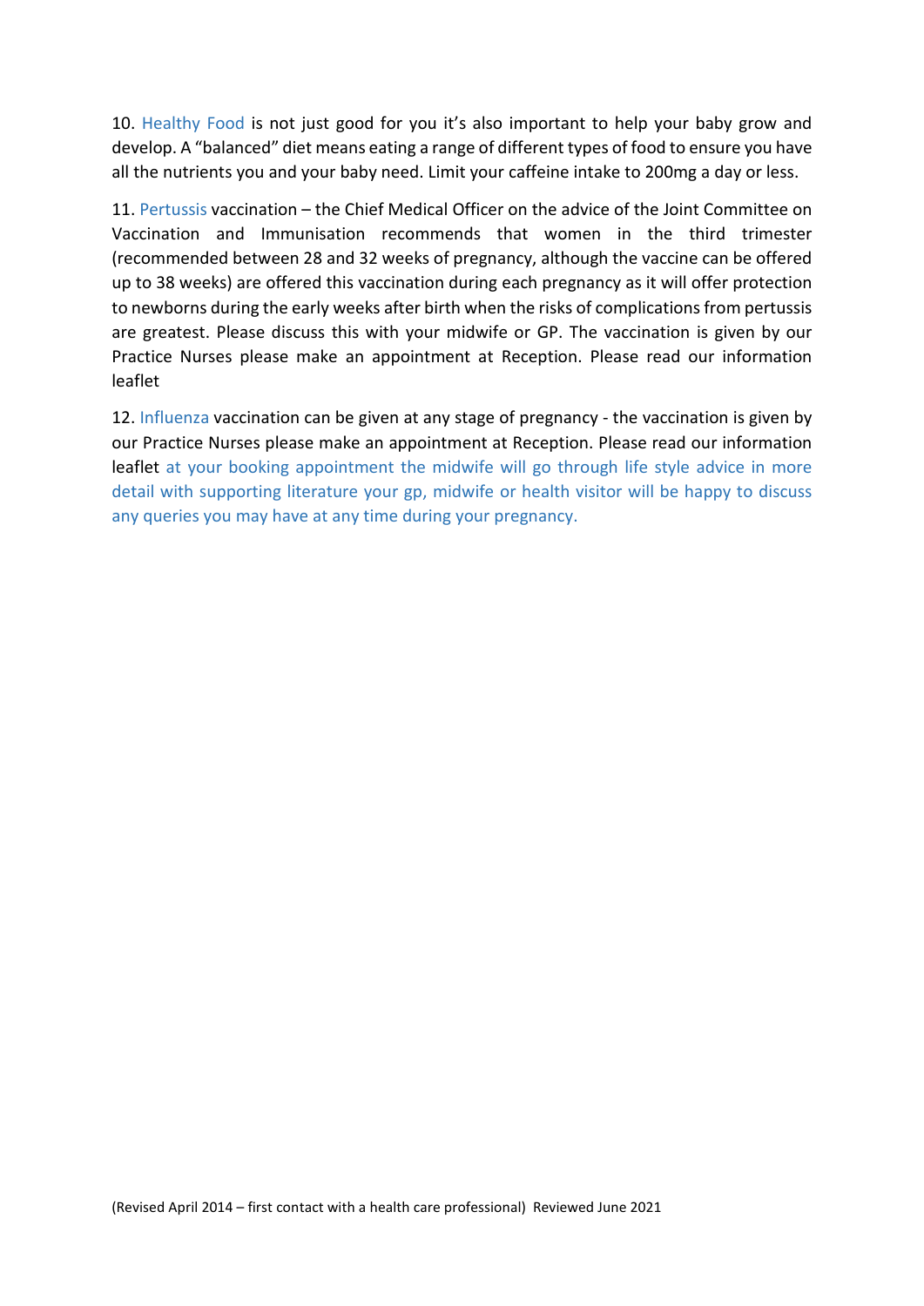10. Healthy Food is not just good for you it's also important to help your baby grow and develop. A "balanced" diet means eating a range of different types of food to ensure you have all the nutrients you and your baby need. Limit your caffeine intake to 200mg a day or less.

11. Pertussis vaccination – the Chief Medical Officer on the advice of the Joint Committee on Vaccination and Immunisation recommends that women in the third trimester (recommended between 28 and 32 weeks of pregnancy, although the vaccine can be offered up to 38 weeks) are offered this vaccination during each pregnancy as it will offer protection to newborns during the early weeks after birth when the risks of complications from pertussis are greatest. Please discuss this with your midwife or GP. The vaccination is given by our Practice Nurses please make an appointment at Reception. Please read our information leaflet

12. Influenza vaccination can be given at any stage of pregnancy - the vaccination is given by our Practice Nurses please make an appointment at Reception. Please read our information leaflet at your booking appointment the midwife will go through life style advice in more detail with supporting literature your gp, midwife or health visitor will be happy to discuss any queries you may have at any time during your pregnancy.

(Revised April 2014 – first contact with a health care professional) Reviewed June 2021